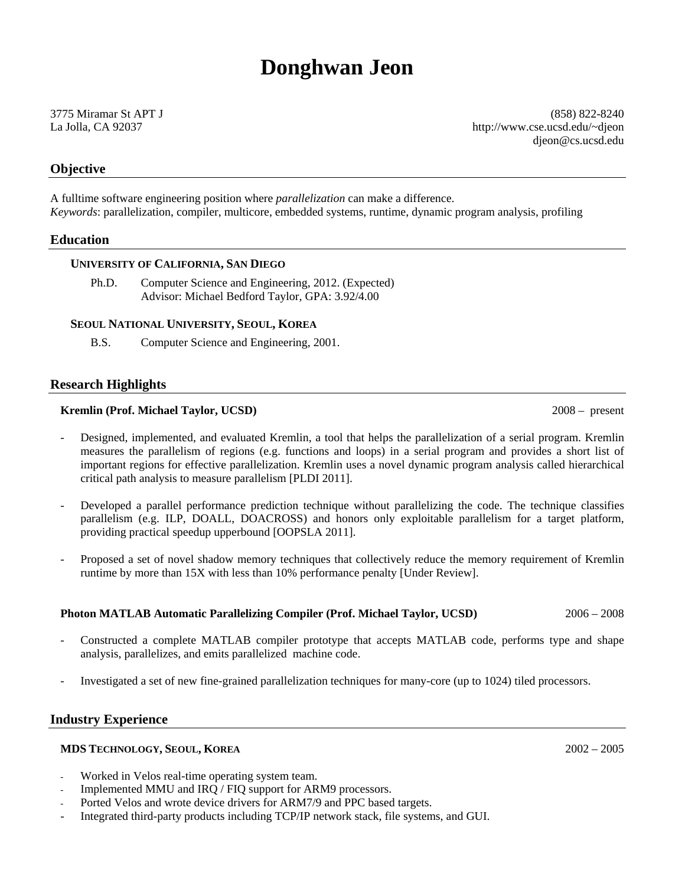# Donghwan Jeon

3775 Miramar St APT J
La Jolla, CA 92037

(858) 822-8240
http://www.cse.ucsd.edu/~djeon
djeon@cs.ucsd.edu

## Objective

A fulltime software engineering position where *parallelization* can make a difference.
*Keywords*: parallelization, compiler, multicore, embedded systems, runtime, dynamic program analysis, profiling

## Education

**UNIVERSITY OF CALIFORNIA, SAN DIEGO**

Ph.D. Computer Science and Engineering, 2012. (Expected)
Advisor: Michael Bedford Taylor, GPA: 3.92/4.00

**SEOUL NATIONAL UNIVERSITY, SEOUL, KOREA**

B.S. Computer Science and Engineering, 2001.

## Research Highlights

**Kremlin (Prof. Michael Taylor, UCSD)** 2008 – present

- Designed, implemented, and evaluated Kremlin, a tool that helps the parallelization of a serial program. Kremlin measures the parallelism of regions (e.g. functions and loops) in a serial program and provides a short list of important regions for effective parallelization. Kremlin uses a novel dynamic program analysis called hierarchical critical path analysis to measure parallelism [PLDI 2011].

- Developed a parallel performance prediction technique without parallelizing the code. The technique classifies parallelism (e.g. ILP, DOALL, DOACROSS) and honors only exploitable parallelism for a target platform, providing practical speedup upperbound [OOPSLA 2011].

- Proposed a set of novel shadow memory techniques that collectively reduce the memory requirement of Kremlin runtime by more than 15X with less than 10% performance penalty [Under Review].

**Photon MATLAB Automatic Parallelizing Compiler (Prof. Michael Taylor, UCSD)** 2006 – 2008

- Constructed a complete MATLAB compiler prototype that accepts MATLAB code, performs type and shape analysis, parallelizes, and emits parallelized machine code.

- Investigated a set of new fine-grained parallelization techniques for many-core (up to 1024) tiled processors.

## Industry Experience

**MDS TECHNOLOGY, SEOUL, KOREA** 2002 – 2005

- Worked in Velos real-time operating system team.
- Implemented MMU and IRQ / FIQ support for ARM9 processors.
- Ported Velos and wrote device drivers for ARM7/9 and PPC based targets.
- Integrated third-party products including TCP/IP network stack, file systems, and GUI.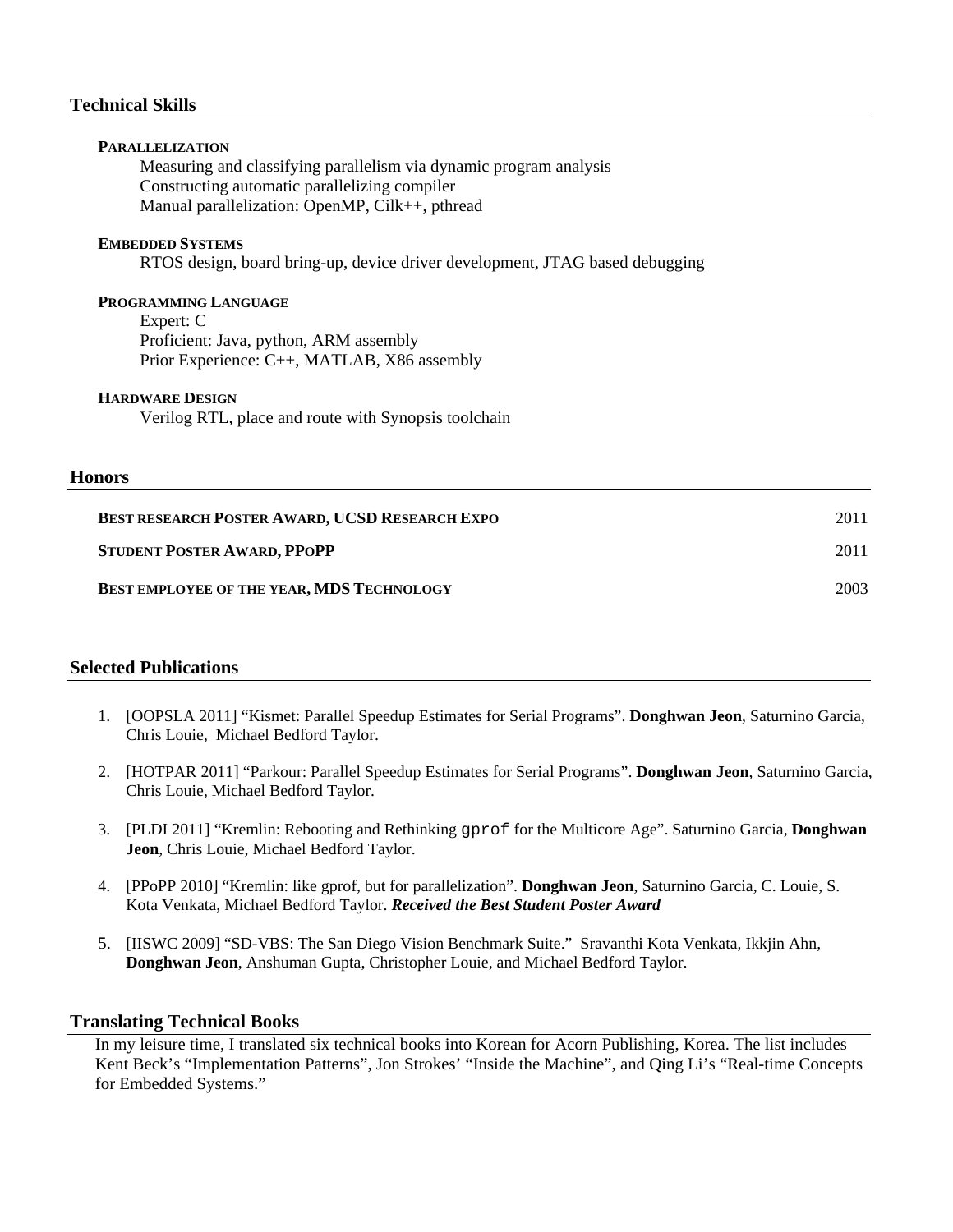## Technical Skills

**PARALLELIZATION**

Measuring and classifying parallelism via dynamic program analysis
Constructing automatic parallelizing compiler
Manual parallelization: OpenMP, Cilk++, pthread

**EMBEDDED SYSTEMS**

RTOS design, board bring-up, device driver development, JTAG based debugging

**PROGRAMMING LANGUAGE**

Expert: C
Proficient: Java, python, ARM assembly
Prior Experience: C++, MATLAB, X86 assembly

**HARDWARE DESIGN**

Verilog RTL, place and route with Synopsis toolchain

## Honors

| | |
|---|---|
| **BEST RESEARCH POSTER AWARD, UCSD RESEARCH EXPO** | 2011 |
| **STUDENT POSTER AWARD, PPOPP** | 2011 |
| **BEST EMPLOYEE OF THE YEAR, MDS TECHNOLOGY** | 2003 |

## Selected Publications

1. [OOPSLA 2011] "Kismet: Parallel Speedup Estimates for Serial Programs". **Donghwan Jeon**, Saturnino Garcia, Chris Louie, Michael Bedford Taylor.
2. [HOTPAR 2011] "Parkour: Parallel Speedup Estimates for Serial Programs". **Donghwan Jeon**, Saturnino Garcia, Chris Louie, Michael Bedford Taylor.
3. [PLDI 2011] "Kremlin: Rebooting and Rethinking `gprof` for the Multicore Age". Saturnino Garcia, **Donghwan Jeon**, Chris Louie, Michael Bedford Taylor.
4. [PPoPP 2010] "Kremlin: like gprof, but for parallelization". **Donghwan Jeon**, Saturnino Garcia, C. Louie, S. Kota Venkata, Michael Bedford Taylor. ***Received the Best Student Poster Award***
5. [IISWC 2009] "SD-VBS: The San Diego Vision Benchmark Suite." Sravanthi Kota Venkata, Ikkjin Ahn, **Donghwan Jeon**, Anshuman Gupta, Christopher Louie, and Michael Bedford Taylor.

## Translating Technical Books

In my leisure time, I translated six technical books into Korean for Acorn Publishing, Korea. The list includes Kent Beck's "Implementation Patterns", Jon Strokes' "Inside the Machine", and Qing Li's "Real-time Concepts for Embedded Systems."